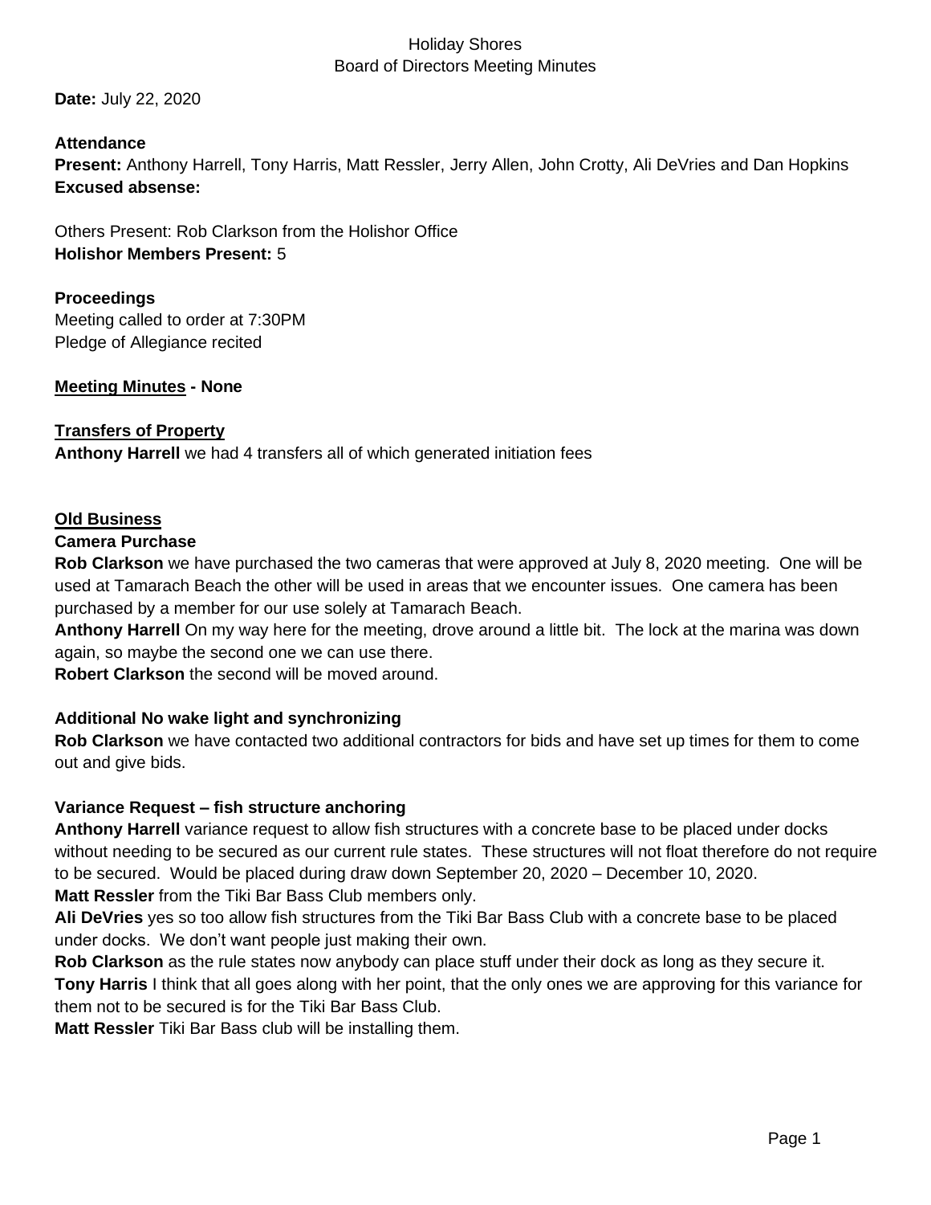# Holiday Shores
## Board of Directors Meeting Minutes

**Date:** July 22, 2020

**Attendance**
**Present:** Anthony Harrell, Tony Harris, Matt Ressler, Jerry Allen, John Crotty, Ali DeVries and Dan Hopkins
**Excused absense:**

Others Present: Rob Clarkson from the Holishor Office
**Holishor Members Present:** 5

**Proceedings**
Meeting called to order at 7:30PM
Pledge of Allegiance recited

**Meeting Minutes - None**

**Transfers of Property**
**Anthony Harrell** we had 4 transfers all of which generated initiation fees

**Old Business**
**Camera Purchase**
**Rob Clarkson** we have purchased the two cameras that were approved at July 8, 2020 meeting. One will be used at Tamarach Beach the other will be used in areas that we encounter issues. One camera has been purchased by a member for our use solely at Tamarach Beach.
**Anthony Harrell** On my way here for the meeting, drove around a little bit. The lock at the marina was down again, so maybe the second one we can use there.
**Robert Clarkson** the second will be moved around.

**Additional No wake light and synchronizing**
**Rob Clarkson** we have contacted two additional contractors for bids and have set up times for them to come out and give bids.

**Variance Request – fish structure anchoring**
**Anthony Harrell** variance request to allow fish structures with a concrete base to be placed under docks without needing to be secured as our current rule states. These structures will not float therefore do not require to be secured. Would be placed during draw down September 20, 2020 – December 10, 2020.
**Matt Ressler** from the Tiki Bar Bass Club members only.
**Ali DeVries** yes so too allow fish structures from the Tiki Bar Bass Club with a concrete base to be placed under docks. We don't want people just making their own.
**Rob Clarkson** as the rule states now anybody can place stuff under their dock as long as they secure it.
**Tony Harris** I think that all goes along with her point, that the only ones we are approving for this variance for them not to be secured is for the Tiki Bar Bass Club.
**Matt Ressler** Tiki Bar Bass club will be installing them.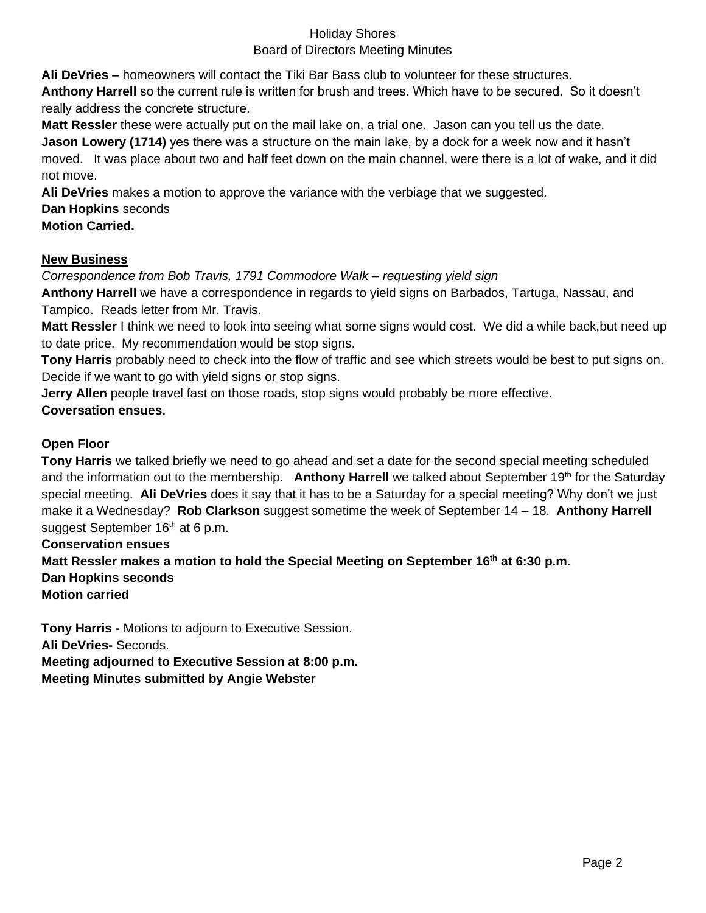**Ali DeVries –** homeowners will contact the Tiki Bar Bass club to volunteer for these structures.
**Anthony Harrell** so the current rule is written for brush and trees. Which have to be secured. So it doesn't really address the concrete structure.
**Matt Ressler** these were actually put on the mail lake on, a trial one. Jason can you tell us the date.
**Jason Lowery (1714)** yes there was a structure on the main lake, by a dock for a week now and it hasn't moved. It was place about two and half feet down on the main channel, were there is a lot of wake, and it did not move.
**Ali DeVries** makes a motion to approve the variance with the verbiage that we suggested.
**Dan Hopkins** seconds
**Motion Carried.**

**New Business**

*Correspondence from Bob Travis, 1791 Commodore Walk – requesting yield sign*
**Anthony Harrell** we have a correspondence in regards to yield signs on Barbados, Tartuga, Nassau, and Tampico. Reads letter from Mr. Travis.
**Matt Ressler** I think we need to look into seeing what some signs would cost. We did a while back,but need up to date price. My recommendation would be stop signs.
**Tony Harris** probably need to check into the flow of traffic and see which streets would be best to put signs on. Decide if we want to go with yield signs or stop signs.
**Jerry Allen** people travel fast on those roads, stop signs would probably be more effective.
**Coversation ensues.**

**Open Floor**

**Tony Harris** we talked briefly we need to go ahead and set a date for the second special meeting scheduled and the information out to the membership. **Anthony Harrell** we talked about September 19th for the Saturday special meeting. **Ali DeVries** does it say that it has to be a Saturday for a special meeting? Why don't we just make it a Wednesday? **Rob Clarkson** suggest sometime the week of September 14 – 18. **Anthony Harrell** suggest September 16th at 6 p.m.
**Conservation ensues**
**Matt Ressler makes a motion to hold the Special Meeting on September 16th at 6:30 p.m.**
**Dan Hopkins seconds**
**Motion carried**

**Tony Harris -** Motions to adjourn to Executive Session.
**Ali DeVries-** Seconds.
**Meeting adjourned to Executive Session at 8:00 p.m.**
**Meeting Minutes submitted by Angie Webster**